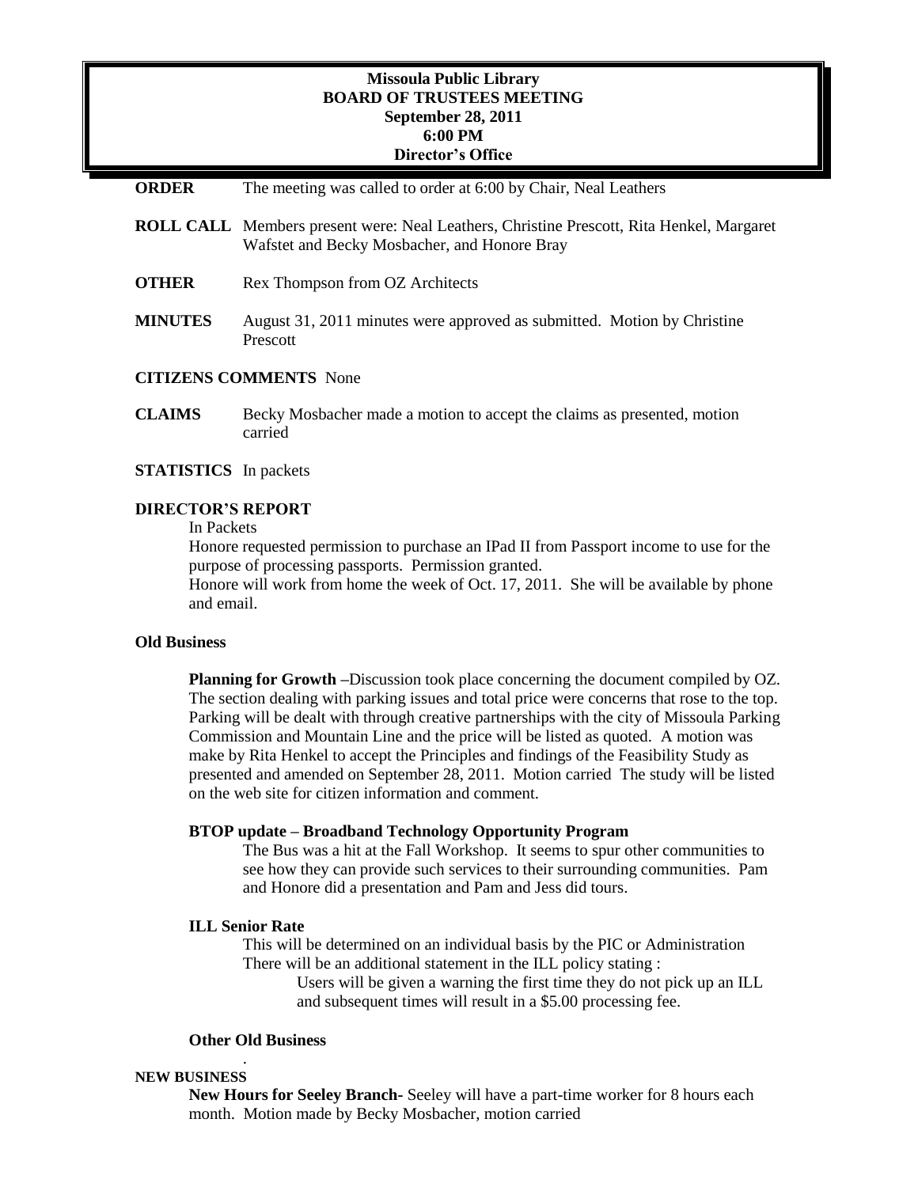# Missoula Public Library
## BOARD OF TRUSTEES MEETING
**September 28, 2011**
**6:00 PM**
**Director's Office**

**ORDER** The meeting was called to order at 6:00 by Chair, Neal Leathers

**ROLL CALL** Members present were: Neal Leathers, Christine Prescott, Rita Henkel, Margaret Wafstet and Becky Mosbacher, and Honore Bray

**OTHER** Rex Thompson from OZ Architects

**MINUTES** August 31, 2011 minutes were approved as submitted. Motion by Christine Prescott

**CITIZENS COMMENTS** None

**CLAIMS** Becky Mosbacher made a motion to accept the claims as presented, motion carried

**STATISTICS** In packets

**DIRECTOR'S REPORT**

In Packets

Honore requested permission to purchase an IPad II from Passport income to use for the purpose of processing passports. Permission granted.

Honore will work from home the week of Oct. 17, 2011. She will be available by phone and email.

**Old Business**

**Planning for Growth** –Discussion took place concerning the document compiled by OZ. The section dealing with parking issues and total price were concerns that rose to the top. Parking will be dealt with through creative partnerships with the city of Missoula Parking Commission and Mountain Line and the price will be listed as quoted. A motion was make by Rita Henkel to accept the Principles and findings of the Feasibility Study as presented and amended on September 28, 2011. Motion carried The study will be listed on the web site for citizen information and comment.

**BTOP update – Broadband Technology Opportunity Program**

The Bus was a hit at the Fall Workshop. It seems to spur other communities to see how they can provide such services to their surrounding communities. Pam and Honore did a presentation and Pam and Jess did tours.

**ILL Senior Rate**

This will be determined on an individual basis by the PIC or Administration There will be an additional statement in the ILL policy stating :

Users will be given a warning the first time they do not pick up an ILL and subsequent times will result in a $5.00 processing fee.

**Other Old Business**

.

**NEW BUSINESS**

**New Hours for Seeley Branch**- Seeley will have a part-time worker for 8 hours each month. Motion made by Becky Mosbacher, motion carried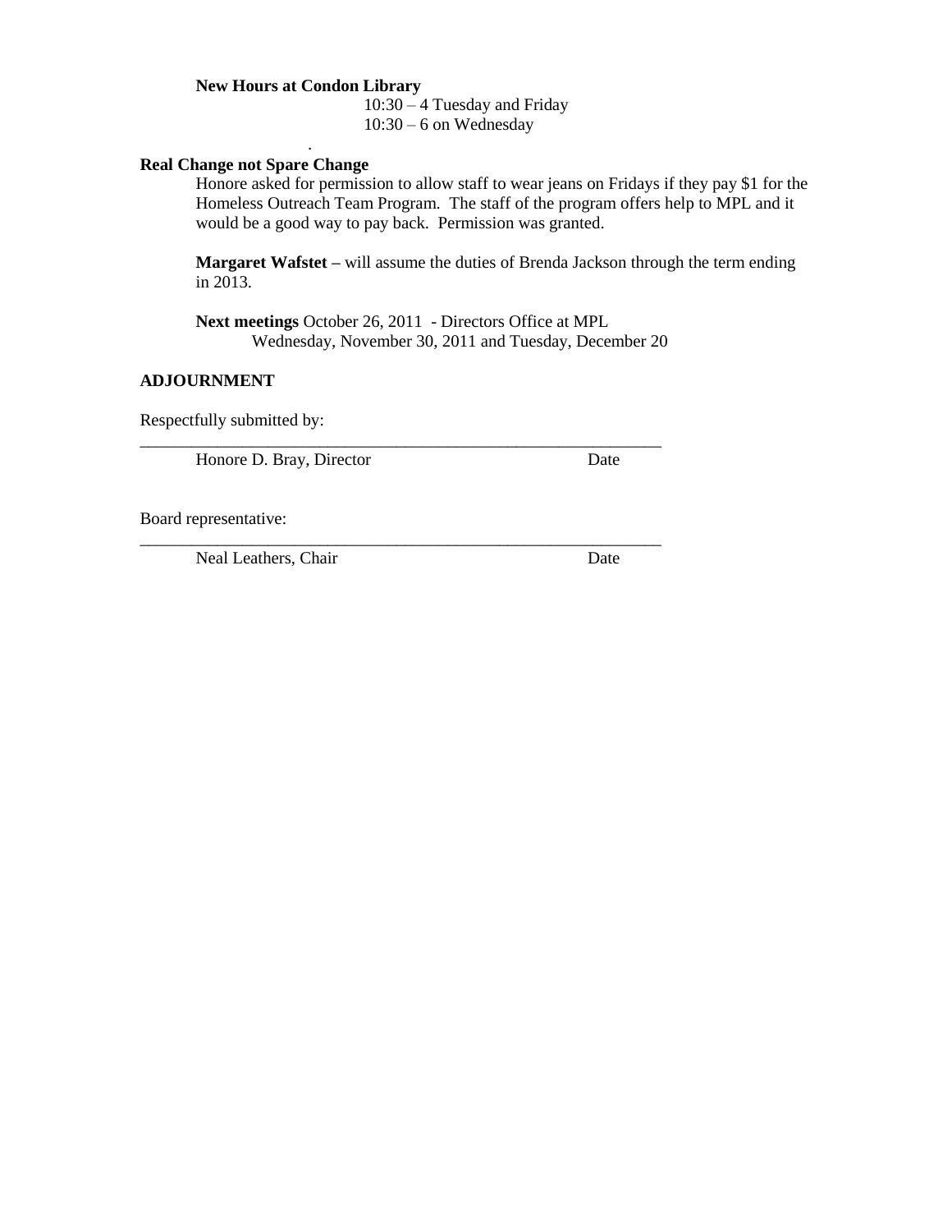**New Hours at Condon Library**

10:30 – 4 Tuesday and Friday
10:30 – 6 on Wednesday

.

**Real Change not Spare Change**

Honore asked for permission to allow staff to wear jeans on Fridays if they pay $1 for the Homeless Outreach Team Program. The staff of the program offers help to MPL and it would be a good way to pay back. Permission was granted.

**Margaret Wafstet –** will assume the duties of Brenda Jackson through the term ending in 2013.

**Next meetings** October 26, 2011 - Directors Office at MPL
Wednesday, November 30, 2011 and Tuesday, December 20

**ADJOURNMENT**

Respectfully submitted by:

_______________________________________________________________

Honore D. Bray, Director Date

Board representative:

_______________________________________________________________

Neal Leathers, Chair Date